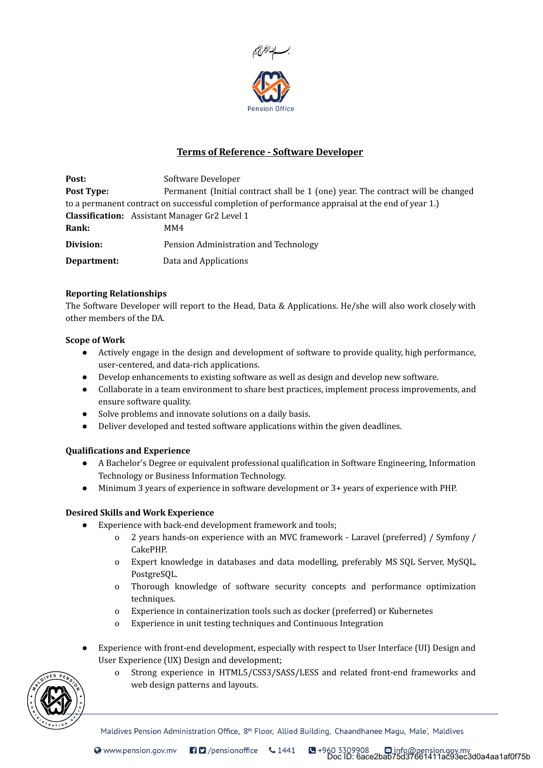بسم الله الرحمن الرحيم

Pension Office

# Terms of Reference - Software Developer

**Post:** Software Developer

**Post Type:** Permanent (Initial contract shall be 1 (one) year. The contract will be changed to a permanent contract on successful completion of performance appraisal at the end of year 1.)

**Classification:** Assistant Manager Gr2 Level 1

**Rank:** MM4

**Division:** Pension Administration and Technology

**Department:** Data and Applications

**Reporting Relationships**

The Software Developer will report to the Head, Data & Applications. He/she will also work closely with other members of the DA.

**Scope of Work**

- Actively engage in the design and development of software to provide quality, high performance, user-centered, and data-rich applications.
- Develop enhancements to existing software as well as design and develop new software.
- Collaborate in a team environment to share best practices, implement process improvements, and ensure software quality.
- Solve problems and innovate solutions on a daily basis.
- Deliver developed and tested software applications within the given deadlines.

**Qualifications and Experience**

- A Bachelor's Degree or equivalent professional qualification in Software Engineering, Information Technology or Business Information Technology.
- Minimum 3 years of experience in software development or 3+ years of experience with PHP.

**Desired Skills and Work Experience**

- Experience with back-end development framework and tools;
  - 2 years hands-on experience with an MVC framework - Laravel (preferred) / Symfony / CakePHP.
  - Expert knowledge in databases and data modelling, preferably MS SQL Server, MySQL, PostgreSQL.
  - Thorough knowledge of software security concepts and performance optimization techniques.
  - Experience in containerization tools such as docker (preferred) or Kubernetes
  - Experience in unit testing techniques and Continuous Integration

- Experience with front-end development, especially with respect to User Interface (UI) Design and User Experience (UX) Design and development;
  - Strong experience in HTML5/CSS3/SASS/LESS and related front-end frameworks and web design patterns and layouts.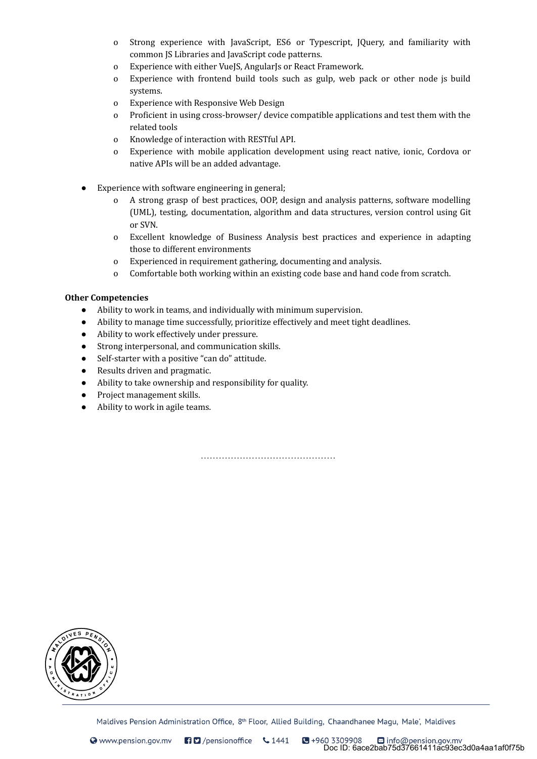- Strong experience with JavaScript, ES6 or Typescript, JQuery, and familiarity with common JS Libraries and JavaScript code patterns.
- Experience with either VueJS, AngularJs or React Framework.
- Experience with frontend build tools such as gulp, web pack or other node js build systems.
- Experience with Responsive Web Design
- Proficient in using cross-browser/ device compatible applications and test them with the related tools
- Knowledge of interaction with RESTful API.
- Experience with mobile application development using react native, ionic, Cordova or native APIs will be an added advantage.

- Experience with software engineering in general;
    - A strong grasp of best practices, OOP, design and analysis patterns, software modelling (UML), testing, documentation, algorithm and data structures, version control using Git or SVN.
    - Excellent knowledge of Business Analysis best practices and experience in adapting those to different environments
    - Experienced in requirement gathering, documenting and analysis.
    - Comfortable both working within an existing code base and hand code from scratch.

**Other Competencies**

- Ability to work in teams, and individually with minimum supervision.
- Ability to manage time successfully, prioritize effectively and meet tight deadlines.
- Ability to work effectively under pressure.
- Strong interpersonal, and communication skills.
- Self-starter with a positive "can do" attitude.
- Results driven and pragmatic.
- Ability to take ownership and responsibility for quality.
- Project management skills.
- Ability to work in agile teams.

……………………………………